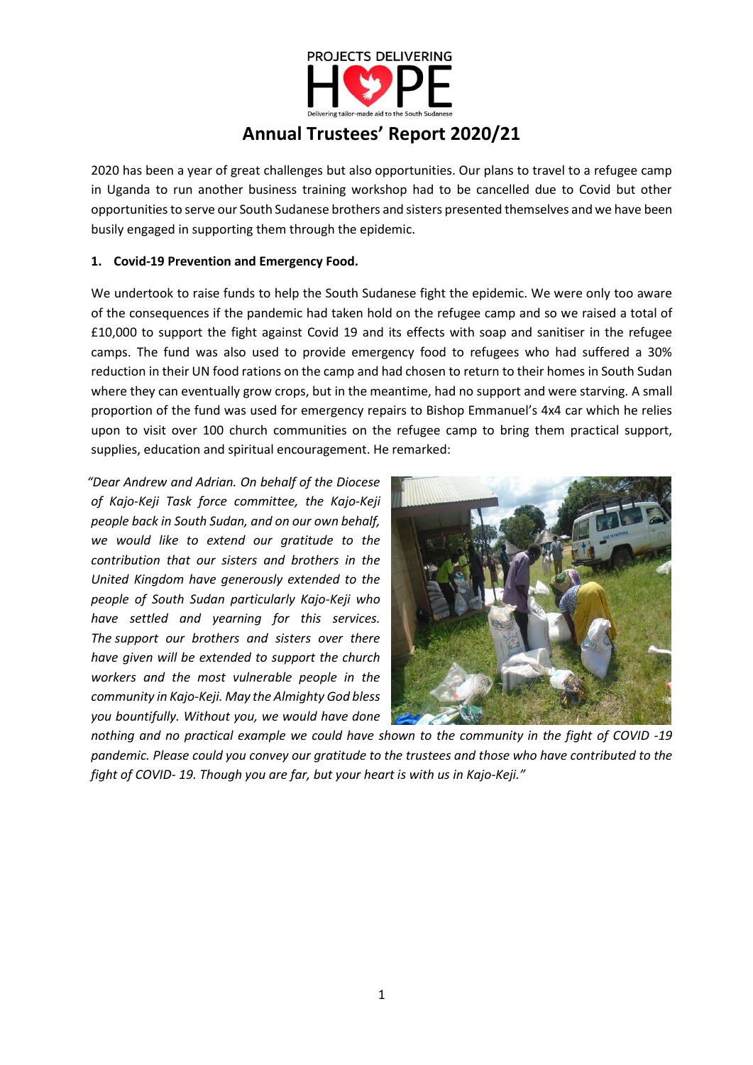PROJECTS DELIVERING HOPE

Delivering tailor-made aid to the South Sudanese

# Annual Trustees' Report 2020/21

2020 has been a year of great challenges but also opportunities. Our plans to travel to a refugee camp in Uganda to run another business training workshop had to be cancelled due to Covid but other opportunities to serve our South Sudanese brothers and sisters presented themselves and we have been busily engaged in supporting them through the epidemic.

**1. Covid-19 Prevention and Emergency Food.**

We undertook to raise funds to help the South Sudanese fight the epidemic. We were only too aware of the consequences if the pandemic had taken hold on the refugee camp and so we raised a total of £10,000 to support the fight against Covid 19 and its effects with soap and sanitiser in the refugee camps. The fund was also used to provide emergency food to refugees who had suffered a 30% reduction in their UN food rations on the camp and had chosen to return to their homes in South Sudan where they can eventually grow crops, but in the meantime, had no support and were starving. A small proportion of the fund was used for emergency repairs to Bishop Emmanuel's 4x4 car which he relies upon to visit over 100 church communities on the refugee camp to bring them practical support, supplies, education and spiritual encouragement. He remarked:

*"Dear Andrew and Adrian. On behalf of the Diocese of Kajo-Keji Task force committee, the Kajo-Keji people back in South Sudan, and on our own behalf, we would like to extend our gratitude to the contribution that our sisters and brothers in the United Kingdom have generously extended to the people of South Sudan particularly Kajo-Keji who have settled and yearning for this services. The support our brothers and sisters over there have given will be extended to support the church workers and the most vulnerable people in the community in Kajo-Keji. May the Almighty God bless you bountifully. Without you, we would have done nothing and no practical example we could have shown to the community in the fight of COVID -19 pandemic. Please could you convey our gratitude to the trustees and those who have contributed to the fight of COVID- 19. Though you are far, but your heart is with us in Kajo-Keji."*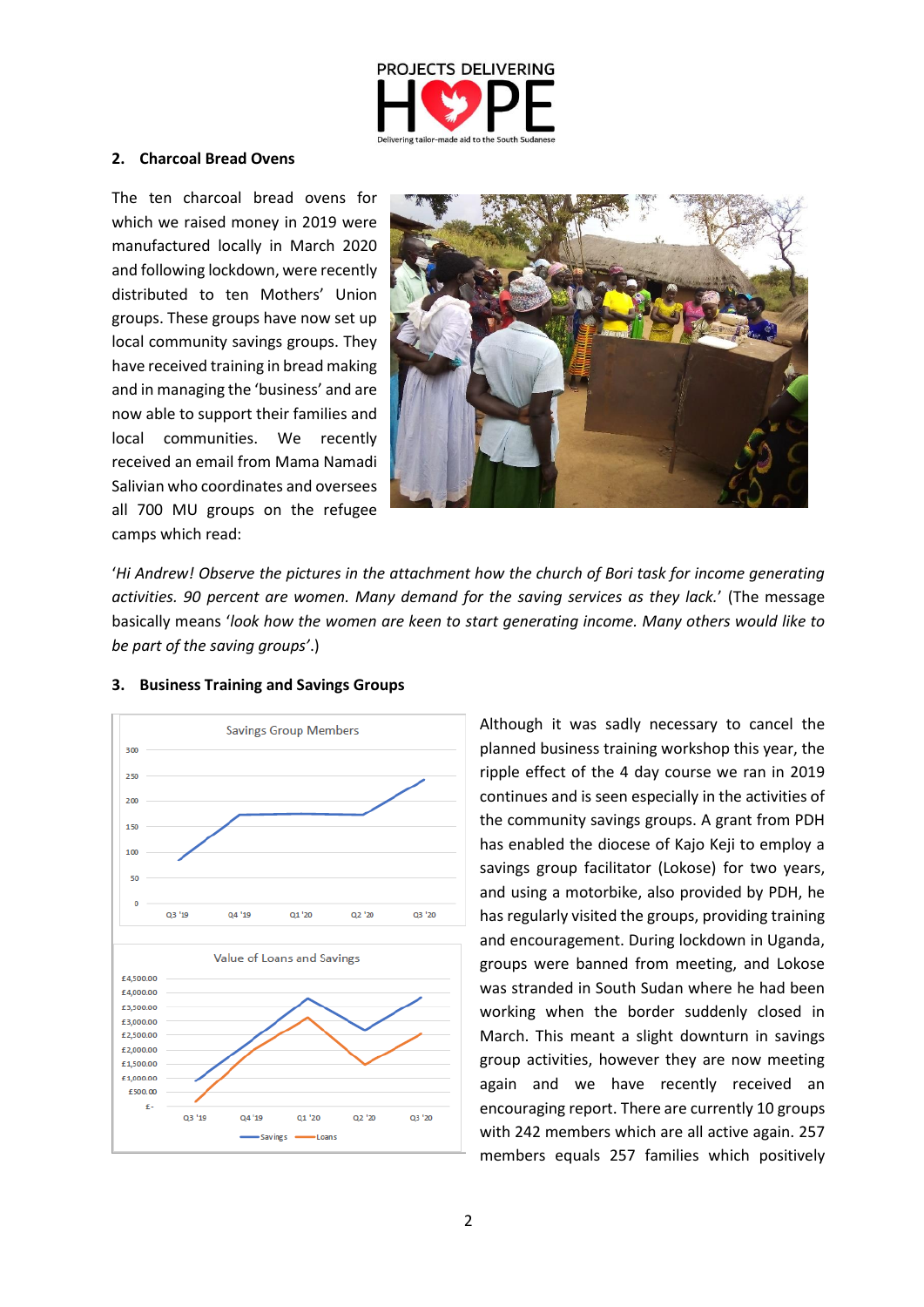## 2. Charcoal Bread Ovens

The ten charcoal bread ovens for which we raised money in 2019 were manufactured locally in March 2020 and following lockdown, were recently distributed to ten Mothers' Union groups. These groups have now set up local community savings groups. They have received training in bread making and in managing the 'business' and are now able to support their families and local communities. We recently received an email from Mama Namadi Salivian who coordinates and oversees all 700 MU groups on the refugee camps which read:

'*Hi Andrew! Observe the pictures in the attachment how the church of Bori task for income generating activities. 90 percent are women. Many demand for the saving services as they lack.*' (The message basically means '*look how the women are keen to start generating income. Many others would like to be part of the saving groups'*.)

## 3. Business Training and Savings Groups

Although it was sadly necessary to cancel the planned business training workshop this year, the ripple effect of the 4 day course we ran in 2019 continues and is seen especially in the activities of the community savings groups. A grant from PDH has enabled the diocese of Kajo Keji to employ a savings group facilitator (Lokose) for two years, and using a motorbike, also provided by PDH, he has regularly visited the groups, providing training and encouragement. During lockdown in Uganda, groups were banned from meeting, and Lokose was stranded in South Sudan where he had been working when the border suddenly closed in March. This meant a slight downturn in savings group activities, however they are now meeting again and we have recently received an encouraging report. There are currently 10 groups with 242 members which are all active again. 257 members equals 257 families which positively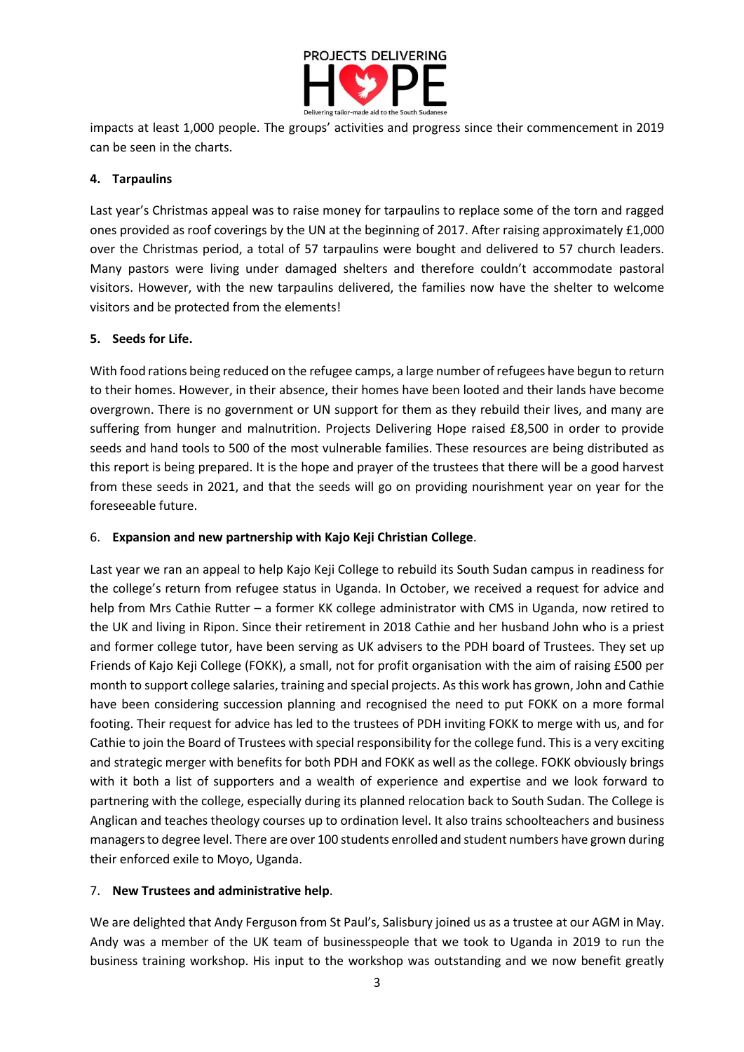impacts at least 1,000 people. The groups' activities and progress since their commencement in 2019 can be seen in the charts.

4. **Tarpaulins**

Last year's Christmas appeal was to raise money for tarpaulins to replace some of the torn and ragged ones provided as roof coverings by the UN at the beginning of 2017. After raising approximately £1,000 over the Christmas period, a total of 57 tarpaulins were bought and delivered to 57 church leaders. Many pastors were living under damaged shelters and therefore couldn't accommodate pastoral visitors. However, with the new tarpaulins delivered, the families now have the shelter to welcome visitors and be protected from the elements!

5. **Seeds for Life.**

With food rations being reduced on the refugee camps, a large number of refugees have begun to return to their homes. However, in their absence, their homes have been looted and their lands have become overgrown. There is no government or UN support for them as they rebuild their lives, and many are suffering from hunger and malnutrition. Projects Delivering Hope raised £8,500 in order to provide seeds and hand tools to 500 of the most vulnerable families. These resources are being distributed as this report is being prepared. It is the hope and prayer of the trustees that there will be a good harvest from these seeds in 2021, and that the seeds will go on providing nourishment year on year for the foreseeable future.

6. **Expansion and new partnership with Kajo Keji Christian College**.

Last year we ran an appeal to help Kajo Keji College to rebuild its South Sudan campus in readiness for the college's return from refugee status in Uganda. In October, we received a request for advice and help from Mrs Cathie Rutter – a former KK college administrator with CMS in Uganda, now retired to the UK and living in Ripon. Since their retirement in 2018 Cathie and her husband John who is a priest and former college tutor, have been serving as UK advisers to the PDH board of Trustees. They set up Friends of Kajo Keji College (FOKK), a small, not for profit organisation with the aim of raising £500 per month to support college salaries, training and special projects. As this work has grown, John and Cathie have been considering succession planning and recognised the need to put FOKK on a more formal footing. Their request for advice has led to the trustees of PDH inviting FOKK to merge with us, and for Cathie to join the Board of Trustees with special responsibility for the college fund. This is a very exciting and strategic merger with benefits for both PDH and FOKK as well as the college. FOKK obviously brings with it both a list of supporters and a wealth of experience and expertise and we look forward to partnering with the college, especially during its planned relocation back to South Sudan. The College is Anglican and teaches theology courses up to ordination level. It also trains schoolteachers and business managers to degree level. There are over 100 students enrolled and student numbers have grown during their enforced exile to Moyo, Uganda.

7. **New Trustees and administrative help**.

We are delighted that Andy Ferguson from St Paul's, Salisbury joined us as a trustee at our AGM in May. Andy was a member of the UK team of businesspeople that we took to Uganda in 2019 to run the business training workshop. His input to the workshop was outstanding and we now benefit greatly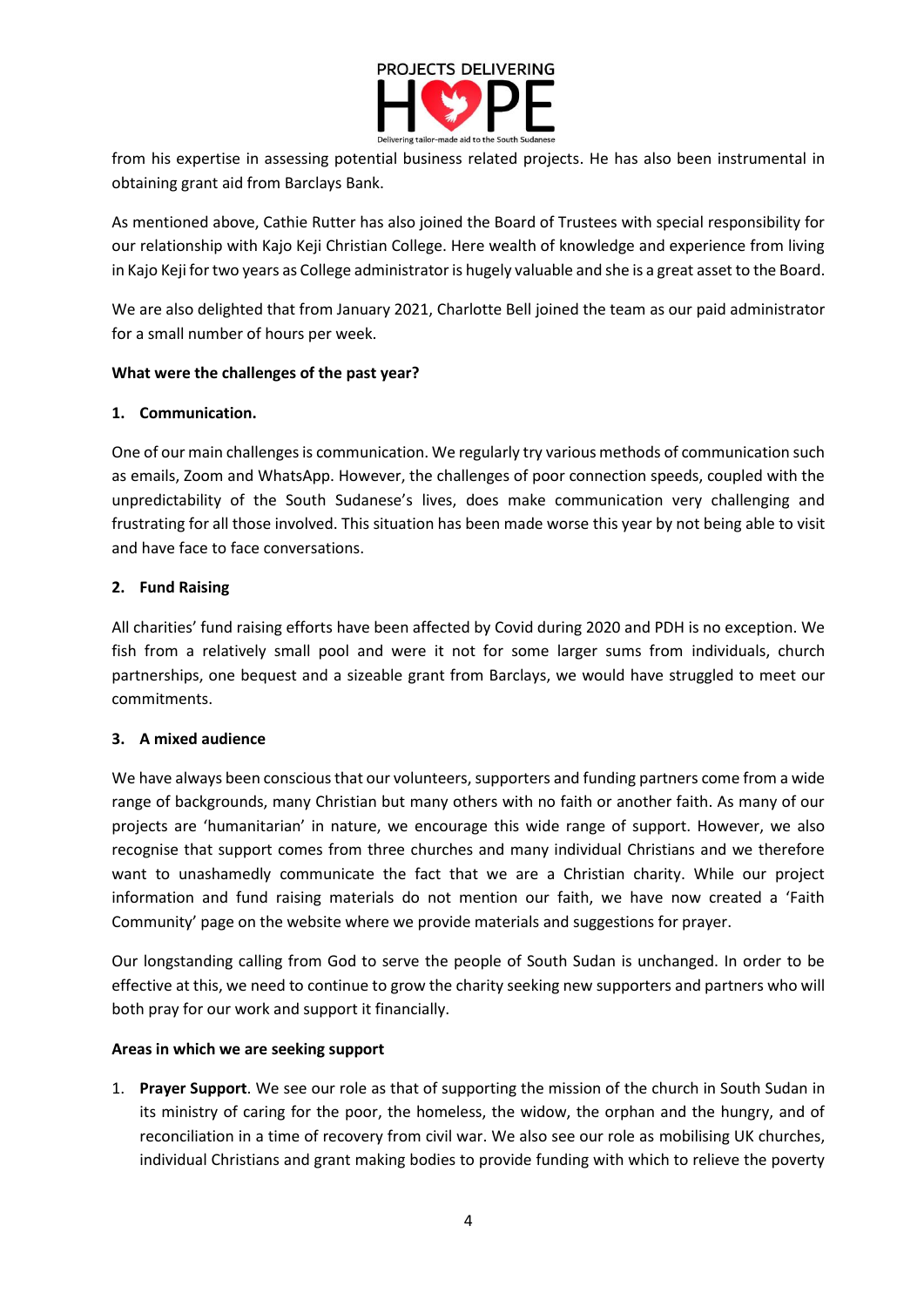from his expertise in assessing potential business related projects. He has also been instrumental in obtaining grant aid from Barclays Bank.

As mentioned above, Cathie Rutter has also joined the Board of Trustees with special responsibility for our relationship with Kajo Keji Christian College. Here wealth of knowledge and experience from living in Kajo Keji for two years as College administrator is hugely valuable and she is a great asset to the Board.

We are also delighted that from January 2021, Charlotte Bell joined the team as our paid administrator for a small number of hours per week.

**What were the challenges of the past year?**

**1. Communication.**

One of our main challenges is communication. We regularly try various methods of communication such as emails, Zoom and WhatsApp. However, the challenges of poor connection speeds, coupled with the unpredictability of the South Sudanese's lives, does make communication very challenging and frustrating for all those involved. This situation has been made worse this year by not being able to visit and have face to face conversations.

**2. Fund Raising**

All charities' fund raising efforts have been affected by Covid during 2020 and PDH is no exception. We fish from a relatively small pool and were it not for some larger sums from individuals, church partnerships, one bequest and a sizeable grant from Barclays, we would have struggled to meet our commitments.

**3. A mixed audience**

We have always been conscious that our volunteers, supporters and funding partners come from a wide range of backgrounds, many Christian but many others with no faith or another faith. As many of our projects are 'humanitarian' in nature, we encourage this wide range of support. However, we also recognise that support comes from three churches and many individual Christians and we therefore want to unashamedly communicate the fact that we are a Christian charity. While our project information and fund raising materials do not mention our faith, we have now created a 'Faith Community' page on the website where we provide materials and suggestions for prayer.

Our longstanding calling from God to serve the people of South Sudan is unchanged. In order to be effective at this, we need to continue to grow the charity seeking new supporters and partners who will both pray for our work and support it financially.

**Areas in which we are seeking support**

1. **Prayer Support**. We see our role as that of supporting the mission of the church in South Sudan in its ministry of caring for the poor, the homeless, the widow, the orphan and the hungry, and of reconciliation in a time of recovery from civil war. We also see our role as mobilising UK churches, individual Christians and grant making bodies to provide funding with which to relieve the poverty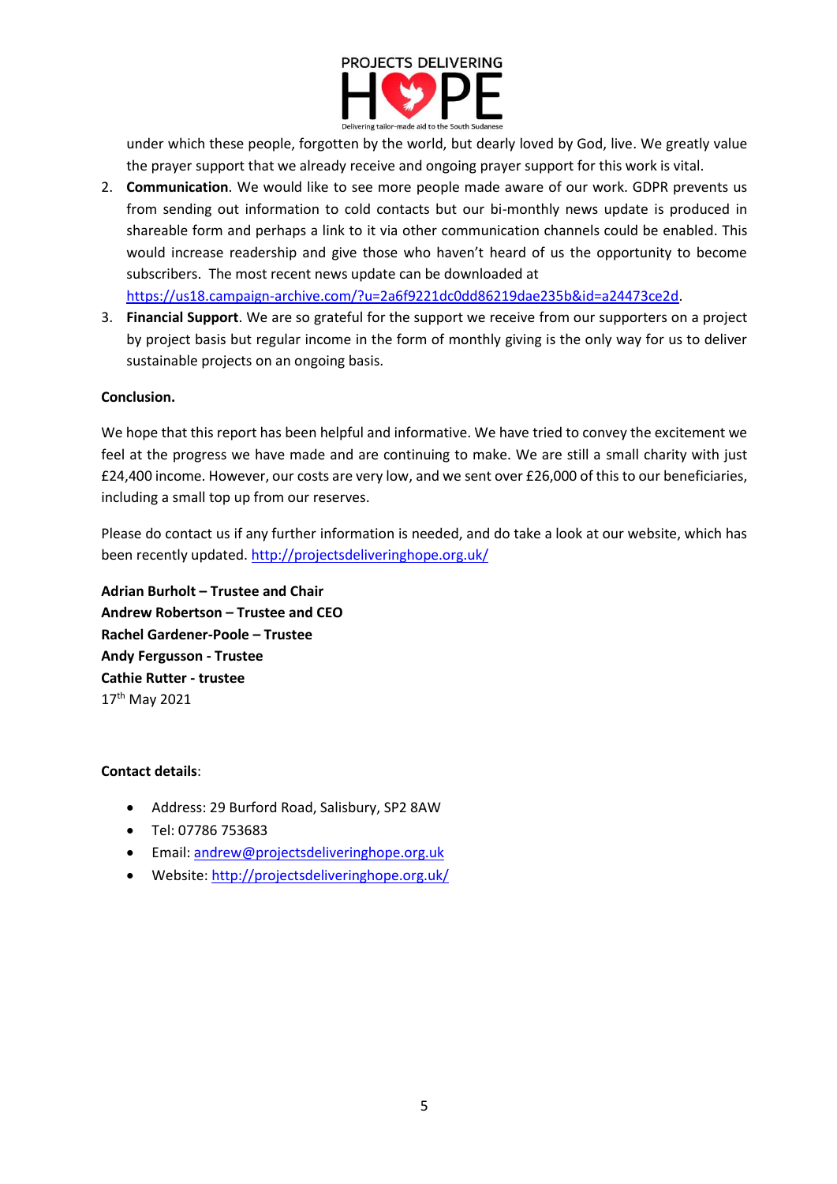under which these people, forgotten by the world, but dearly loved by God, live. We greatly value the prayer support that we already receive and ongoing prayer support for this work is vital.

2. **Communication**. We would like to see more people made aware of our work. GDPR prevents us from sending out information to cold contacts but our bi-monthly news update is produced in shareable form and perhaps a link to it via other communication channels could be enabled. This would increase readership and give those who haven't heard of us the opportunity to become subscribers. The most recent news update can be downloaded at https://us18.campaign-archive.com/?u=2a6f9221dc0dd86219dae235b&id=a24473ce2d.
3. **Financial Support**. We are so grateful for the support we receive from our supporters on a project by project basis but regular income in the form of monthly giving is the only way for us to deliver sustainable projects on an ongoing basis.

**Conclusion.**

We hope that this report has been helpful and informative. We have tried to convey the excitement we feel at the progress we have made and are continuing to make. We are still a small charity with just £24,400 income. However, our costs are very low, and we sent over £26,000 of this to our beneficiaries, including a small top up from our reserves.

Please do contact us if any further information is needed, and do take a look at our website, which has been recently updated. http://projectsdeliveringhope.org.uk/

**Adrian Burholt – Trustee and Chair**
**Andrew Robertson – Trustee and CEO**
**Rachel Gardener-Poole – Trustee**
**Andy Fergusson - Trustee**
**Cathie Rutter - trustee**
17th May 2021

**Contact details**:

- Address: 29 Burford Road, Salisbury, SP2 8AW
- Tel: 07786 753683
- Email: andrew@projectsdeliveringhope.org.uk
- Website: http://projectsdeliveringhope.org.uk/